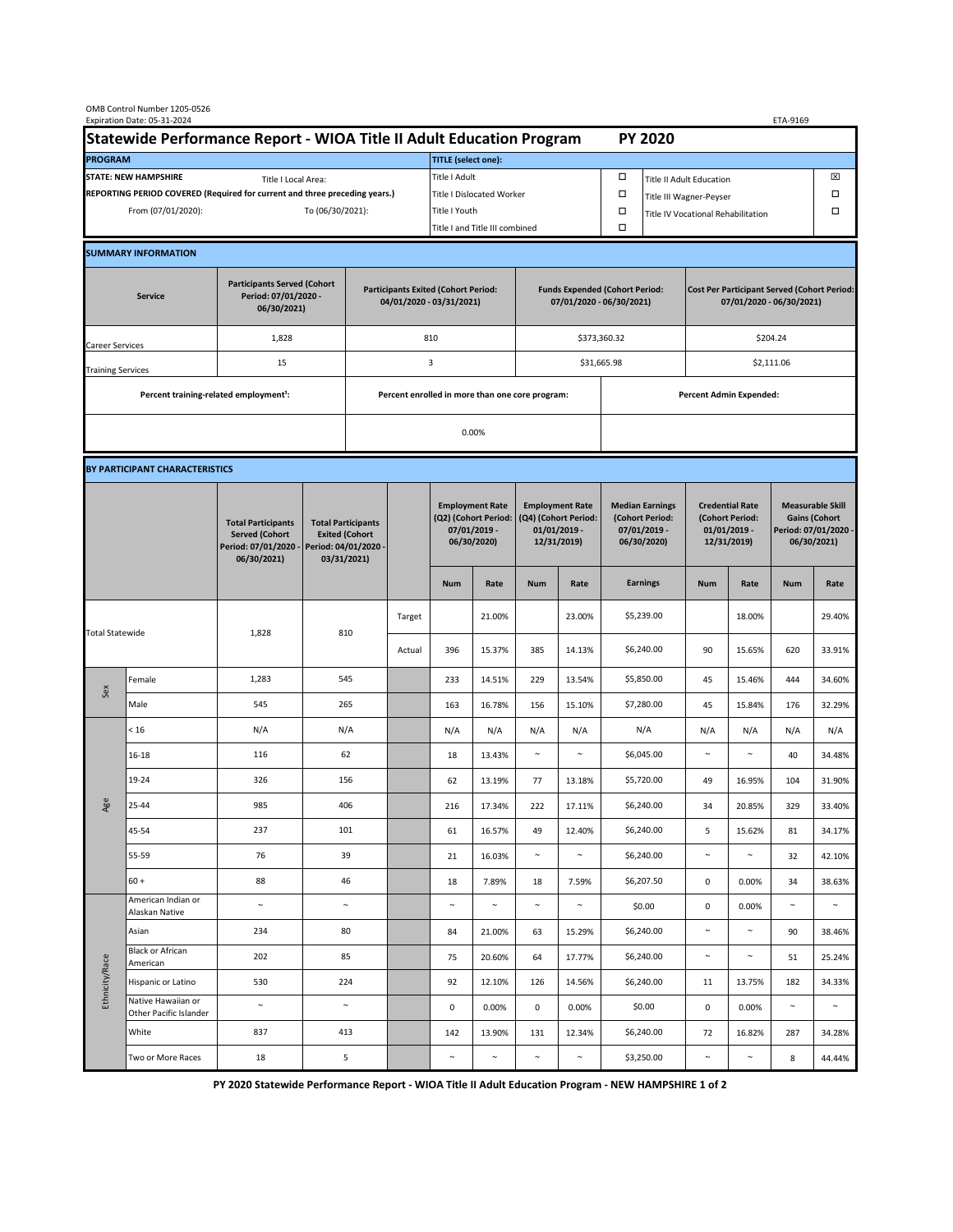OMB Control Number 1205-0526
Expiration Date: 05-31-2024

ETA-9169

# Statewide Performance Report - WIOA Title II Adult Education Program — PY 2020

| PROGRAM | | TITLE (select one): | | | |
|---|---|---|---|---|---|
| STATE: NEW HAMPSHIRE | Title I Local Area: | Title I Adult | ☐ | Title II Adult Education | ☒ |
| REPORTING PERIOD COVERED (Required for current and three preceding years.) | | Title I Dislocated Worker | ☐ | Title III Wagner-Peyser | ☐ |
| From (07/01/2020): | To (06/30/2021): | Title I Youth | ☐ | Title IV Vocational Rehabilitation | ☐ |
| | | Title I and Title III combined | ☐ | | |

## SUMMARY INFORMATION

| Service | Participants Served (Cohort Period: 07/01/2020 - 06/30/2021) | Participants Exited (Cohort Period: 04/01/2020 - 03/31/2021) | Funds Expended (Cohort Period: 07/01/2020 - 06/30/2021) | Cost Per Participant Served (Cohort Period: 07/01/2020 - 06/30/2021) |
|---|---|---|---|---|
| Career Services | 1,828 | 810 | $373,360.32 | $204.24 |
| Training Services | 15 | 3 | $31,665.98 | $2,111.06 |

| Percent training-related employment[1]: | Percent enrolled in more than one core program: | Percent Admin Expended: |
|---|---|---|
| | 0.00% | |

## BY PARTICIPANT CHARACTERISTICS

| | | Total Participants Served (Cohort Period: 07/01/2020 - 06/30/2021) | Total Participants Exited (Cohort Period: 04/01/2020 - 03/31/2021) | | Employment Rate (Q2) (Cohort Period: 07/01/2019 - 06/30/2020) | | Employment Rate (Q4) (Cohort Period: 01/01/2019 - 12/31/2019) | | Median Earnings (Cohort Period: 07/01/2019 - 06/30/2020) | Credential Rate (Cohort Period: 01/01/2019 - 12/31/2019) | | Measurable Skill Gains (Cohort Period: 07/01/2020 - 06/30/2021) | |
|---|---|---|---|---|---|---|---|---|---|---|---|---|---|
| | | | | | Num | Rate | Num | Rate | Earnings | Num | Rate | Num | Rate |
| Total Statewide | | 1,828 | 810 | Target | | 21.00% | | 23.00% | $5,239.00 | | 18.00% | | 29.40% |
| | | | | Actual | 396 | 15.37% | 385 | 14.13% | $6,240.00 | 90 | 15.65% | 620 | 33.91% |
| Sex | Female | 1,283 | 545 | | 233 | 14.51% | 229 | 13.54% | $5,850.00 | 45 | 15.46% | 444 | 34.60% |
| | Male | 545 | 265 | | 163 | 16.78% | 156 | 15.10% | $7,280.00 | 45 | 15.84% | 176 | 32.29% |
| Age | < 16 | N/A | N/A | | N/A | N/A | N/A | N/A | N/A | N/A | N/A | N/A | N/A |
| | 16-18 | 116 | 62 | | 18 | 13.43% | ~ | ~ | $6,045.00 | ~ | ~ | 40 | 34.48% |
| | 19-24 | 326 | 156 | | 62 | 13.19% | 77 | 13.18% | $5,720.00 | 49 | 16.95% | 104 | 31.90% |
| | 25-44 | 985 | 406 | | 216 | 17.34% | 222 | 17.11% | $6,240.00 | 34 | 20.85% | 329 | 33.40% |
| | 45-54 | 237 | 101 | | 61 | 16.57% | 49 | 12.40% | $6,240.00 | 5 | 15.62% | 81 | 34.17% |
| | 55-59 | 76 | 39 | | 21 | 16.03% | ~ | ~ | $6,240.00 | ~ | ~ | 32 | 42.10% |
| | 60 + | 88 | 46 | | 18 | 7.89% | 18 | 7.59% | $6,207.50 | 0 | 0.00% | 34 | 38.63% |
| Ethnicity/Race | American Indian or Alaskan Native | ~ | ~ | | ~ | ~ | ~ | ~ | $0.00 | 0 | 0.00% | ~ | ~ |
| | Asian | 234 | 80 | | 84 | 21.00% | 63 | 15.29% | $6,240.00 | ~ | ~ | 90 | 38.46% |
| | Black or African American | 202 | 85 | | 75 | 20.60% | 64 | 17.77% | $6,240.00 | ~ | ~ | 51 | 25.24% |
| | Hispanic or Latino | 530 | 224 | | 92 | 12.10% | 126 | 14.56% | $6,240.00 | 11 | 13.75% | 182 | 34.33% |
| | Native Hawaiian or Other Pacific Islander | ~ | ~ | | 0 | 0.00% | 0 | 0.00% | $0.00 | 0 | 0.00% | ~ | ~ |
| | White | 837 | 413 | | 142 | 13.90% | 131 | 12.34% | $6,240.00 | 72 | 16.82% | 287 | 34.28% |
| | Two or More Races | 18 | 5 | | ~ | ~ | ~ | ~ | $3,250.00 | ~ | ~ | 8 | 44.44% |

PY 2020 Statewide Performance Report - WIOA Title II Adult Education Program - NEW HAMPSHIRE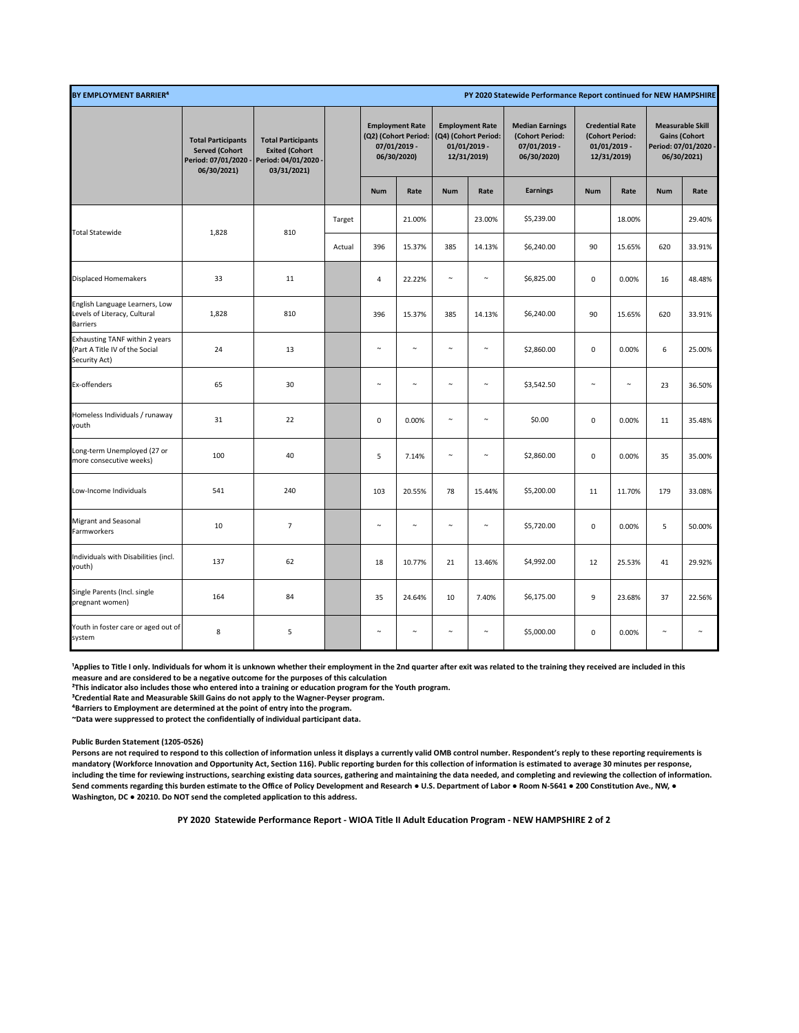| BY EMPLOYMENT BARRIER[4] | | | | | | | | | | | | | PY 2020 Statewide Performance Report continued for NEW HAMPSHIRE |
|---|---|---|---|---|---|---|---|---|---|---|---|---|---|
| | Total Participants Served (Cohort Period: 07/01/2020 - 06/30/2021) | Total Participants Exited (Cohort Period: 04/01/2020 - 03/31/2021) | | Employment Rate (Q2) (Cohort Period: 07/01/2019 - 06/30/2020) | | Employment Rate (Q4) (Cohort Period: 01/01/2019 - 12/31/2019) | | Median Earnings (Cohort Period: 07/01/2019 - 06/30/2020) | Credential Rate (Cohort Period: 01/01/2019 - 12/31/2019) | | Measurable Skill Gains (Cohort Period: 07/01/2020 - 06/30/2021) | | |
| | | | | Num | Rate | Num | Rate | Earnings | Num | Rate | Num | Rate | |
| Total Statewide | 1,828 | 810 | Target | | 21.00% | | 23.00% | $5,239.00 | | 18.00% | | 29.40% | |
| | | | Actual | 396 | 15.37% | 385 | 14.13% | $6,240.00 | 90 | 15.65% | 620 | 33.91% | |
| Displaced Homemakers | 33 | 11 | | 4 | 22.22% | ~ | ~ | $6,825.00 | 0 | 0.00% | 16 | 48.48% | |
| English Language Learners, Low Levels of Literacy, Cultural Barriers | 1,828 | 810 | | 396 | 15.37% | 385 | 14.13% | $6,240.00 | 90 | 15.65% | 620 | 33.91% | |
| Exhausting TANF within 2 years (Part A Title IV of the Social Security Act) | 24 | 13 | | ~ | ~ | ~ | ~ | $2,860.00 | 0 | 0.00% | 6 | 25.00% | |
| Ex-offenders | 65 | 30 | | ~ | ~ | ~ | ~ | $3,542.50 | ~ | ~ | 23 | 36.50% | |
| Homeless Individuals / runaway youth | 31 | 22 | | 0 | 0.00% | ~ | ~ | $0.00 | 0 | 0.00% | 11 | 35.48% | |
| Long-term Unemployed (27 or more consecutive weeks) | 100 | 40 | | 5 | 7.14% | ~ | ~ | $2,860.00 | 0 | 0.00% | 35 | 35.00% | |
| Low-Income Individuals | 541 | 240 | | 103 | 20.55% | 78 | 15.44% | $5,200.00 | 11 | 11.70% | 179 | 33.08% | |
| Migrant and Seasonal Farmworkers | 10 | 7 | | ~ | ~ | ~ | ~ | $5,720.00 | 0 | 0.00% | 5 | 50.00% | |
| Individuals with Disabilities (incl. youth) | 137 | 62 | | 18 | 10.77% | 21 | 13.46% | $4,992.00 | 12 | 25.53% | 41 | 29.92% | |
| Single Parents (Incl. single pregnant women) | 164 | 84 | | 35 | 24.64% | 10 | 7.40% | $6,175.00 | 9 | 23.68% | 37 | 22.56% | |
| Youth in foster care or aged out of system | 8 | 5 | | ~ | ~ | ~ | ~ | $5,000.00 | 0 | 0.00% | ~ | ~ | |

**[1]Applies to Title I only. Individuals for whom it is unknown whether their employment in the 2nd quarter after exit was related to the training they received are included in this measure and are considered to be a negative outcome for the purposes of this calculation**

**[2]This indicator also includes those who entered into a training or education program for the Youth program.**

**[3]Credential Rate and Measurable Skill Gains do not apply to the Wagner-Peyser program.**

**[4]Barriers to Employment are determined at the point of entry into the program.**

**~Data were suppressed to protect the confidentially of individual participant data.**

**Public Burden Statement (1205-0526)**

**Persons are not required to respond to this collection of information unless it displays a currently valid OMB control number. Respondent's reply to these reporting requirements is mandatory (Workforce Innovation and Opportunity Act, Section 116). Public reporting burden for this collection of information is estimated to average 30 minutes per response, including the time for reviewing instructions, searching existing data sources, gathering and maintaining the data needed, and completing and reviewing the collection of information. Send comments regarding this burden estimate to the Office of Policy Development and Research ● U.S. Department of Labor ● Room N-5641 ● 200 Constitution Ave., NW, ● Washington, DC ● 20210. Do NOT send the completed application to this address.**

**PY 2020 Statewide Performance Report - WIOA Title II Adult Education Program - NEW HAMPSHIRE 2 of 2**